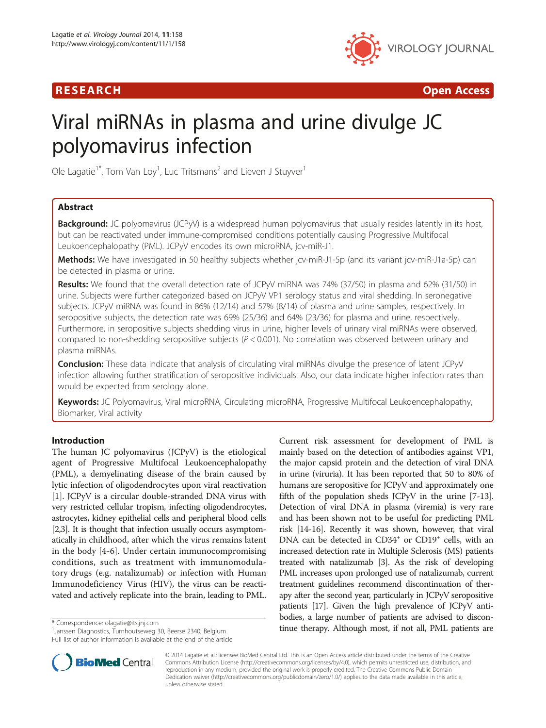RESEARCH Open Access

# Viral miRNAs in plasma and urine divulge JC polyomavirus infection

Ole Lagatie[1*], Tom Van Loy[1], Luc Tritsmans[2] and Lieven J Stuyver[1]

## Abstract

**Background:** JC polyomavirus (JCPyV) is a widespread human polyomavirus that usually resides latently in its host, but can be reactivated under immune-compromised conditions potentially causing Progressive Multifocal Leukoencephalopathy (PML). JCPyV encodes its own microRNA, jcv-miR-J1.

**Methods:** We have investigated in 50 healthy subjects whether jcv-miR-J1-5p (and its variant jcv-miR-J1a-5p) can be detected in plasma or urine.

**Results:** We found that the overall detection rate of JCPyV miRNA was 74% (37/50) in plasma and 62% (31/50) in urine. Subjects were further categorized based on JCPyV VP1 serology status and viral shedding. In seronegative subjects, JCPyV miRNA was found in 86% (12/14) and 57% (8/14) of plasma and urine samples, respectively. In seropositive subjects, the detection rate was 69% (25/36) and 64% (23/36) for plasma and urine, respectively. Furthermore, in seropositive subjects shedding virus in urine, higher levels of urinary viral miRNAs were observed, compared to non-shedding seropositive subjects ($P < 0.001$). No correlation was observed between urinary and plasma miRNAs.

**Conclusion:** These data indicate that analysis of circulating viral miRNAs divulge the presence of latent JCPyV infection allowing further stratification of seropositive individuals. Also, our data indicate higher infection rates than would be expected from serology alone.

**Keywords:** JC Polyomavirus, Viral microRNA, Circulating microRNA, Progressive Multifocal Leukoencephalopathy, Biomarker, Viral activity

## Introduction

The human JC polyomavirus (JCPyV) is the etiological agent of Progressive Multifocal Leukoencephalopathy (PML), a demyelinating disease of the brain caused by lytic infection of oligodendrocytes upon viral reactivation [1]. JCPyV is a circular double-stranded DNA virus with very restricted cellular tropism, infecting oligodendrocytes, astrocytes, kidney epithelial cells and peripheral blood cells [2,3]. It is thought that infection usually occurs asymptomatically in childhood, after which the virus remains latent in the body [4-6]. Under certain immunocompromising conditions, such as treatment with immunomodulatory drugs (e.g. natalizumab) or infection with Human Immunodeficiency Virus (HIV), the virus can be reactivated and actively replicate into the brain, leading to PML. Current risk assessment for development of PML is mainly based on the detection of antibodies against VP1, the major capsid protein and the detection of viral DNA in urine (viruria). It has been reported that 50 to 80% of humans are seropositive for JCPyV and approximately one fifth of the population sheds JCPyV in the urine [7-13]. Detection of viral DNA in plasma (viremia) is very rare and has been shown not to be useful for predicting PML risk [14-16]. Recently it was shown, however, that viral DNA can be detected in CD34$^+$ or CD19$^+$ cells, with an increased detection rate in Multiple Sclerosis (MS) patients treated with natalizumab [3]. As the risk of developing PML increases upon prolonged use of natalizumab, current treatment guidelines recommend discontinuation of therapy after the second year, particularly in JCPyV seropositive patients [17]. Given the high prevalence of JCPyV antibodies, a large number of patients are advised to discontinue therapy. Although most, if not all, PML patients are

* Correspondence: olagatie@its.jnj.com
[1]Janssen Diagnostics, Turnhoutseweg 30, Beerse 2340, Belgium
Full list of author information is available at the end of the article

© 2014 Lagatie et al.; licensee BioMed Central Ltd. This is an Open Access article distributed under the terms of the Creative Commons Attribution License (http://creativecommons.org/licenses/by/4.0), which permits unrestricted use, distribution, and reproduction in any medium, provided the original work is properly credited. The Creative Commons Public Domain Dedication waiver (http://creativecommons.org/publicdomain/zero/1.0/) applies to the data made available in this article, unless otherwise stated.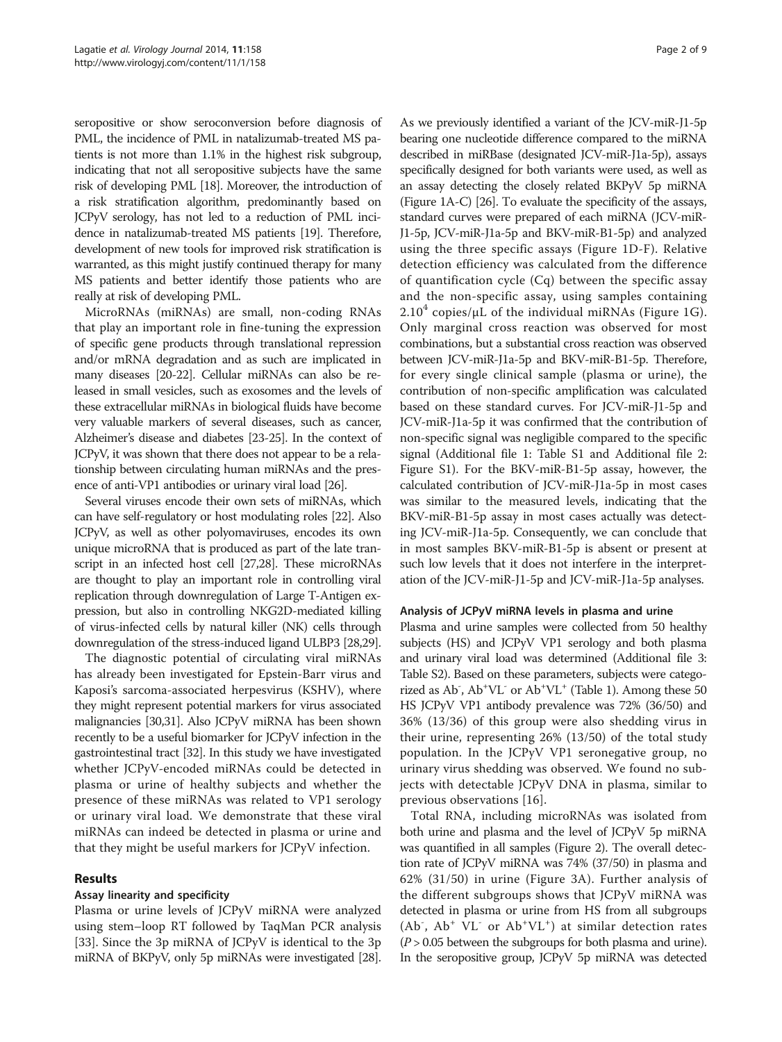seropositive or show seroconversion before diagnosis of PML, the incidence of PML in natalizumab-treated MS patients is not more than 1.1% in the highest risk subgroup, indicating that not all seropositive subjects have the same risk of developing PML [18]. Moreover, the introduction of a risk stratification algorithm, predominantly based on JCPyV serology, has not led to a reduction of PML incidence in natalizumab-treated MS patients [19]. Therefore, development of new tools for improved risk stratification is warranted, as this might justify continued therapy for many MS patients and better identify those patients who are really at risk of developing PML.

MicroRNAs (miRNAs) are small, non-coding RNAs that play an important role in fine-tuning the expression of specific gene products through translational repression and/or mRNA degradation and as such are implicated in many diseases [20-22]. Cellular miRNAs can also be released in small vesicles, such as exosomes and the levels of these extracellular miRNAs in biological fluids have become very valuable markers of several diseases, such as cancer, Alzheimer's disease and diabetes [23-25]. In the context of JCPyV, it was shown that there does not appear to be a relationship between circulating human miRNAs and the presence of anti-VP1 antibodies or urinary viral load [26].

Several viruses encode their own sets of miRNAs, which can have self-regulatory or host modulating roles [22]. Also JCPyV, as well as other polyomaviruses, encodes its own unique microRNA that is produced as part of the late transcript in an infected host cell [27,28]. These microRNAs are thought to play an important role in controlling viral replication through downregulation of Large T-Antigen expression, but also in controlling NKG2D-mediated killing of virus-infected cells by natural killer (NK) cells through downregulation of the stress-induced ligand ULBP3 [28,29].

The diagnostic potential of circulating viral miRNAs has already been investigated for Epstein-Barr virus and Kaposi's sarcoma-associated herpesvirus (KSHV), where they might represent potential markers for virus associated malignancies [30,31]. Also JCPyV miRNA has been shown recently to be a useful biomarker for JCPyV infection in the gastrointestinal tract [32]. In this study we have investigated whether JCPyV-encoded miRNAs could be detected in plasma or urine of healthy subjects and whether the presence of these miRNAs was related to VP1 serology or urinary viral load. We demonstrate that these viral miRNAs can indeed be detected in plasma or urine and that they might be useful markers for JCPyV infection.

## Results

### Assay linearity and specificity

Plasma or urine levels of JCPyV miRNA were analyzed using stem–loop RT followed by TaqMan PCR analysis [33]. Since the 3p miRNA of JCPyV is identical to the 3p miRNA of BKPyV, only 5p miRNAs were investigated [28]. As we previously identified a variant of the JCV-miR-J1-5p bearing one nucleotide difference compared to the miRNA described in miRBase (designated JCV-miR-J1a-5p), assays specifically designed for both variants were used, as well as an assay detecting the closely related BKPyV 5p miRNA (Figure 1A-C) [26]. To evaluate the specificity of the assays, standard curves were prepared of each miRNA (JCV-miR-J1-5p, JCV-miR-J1a-5p and BKV-miR-B1-5p) and analyzed using the three specific assays (Figure 1D-F). Relative detection efficiency was calculated from the difference of quantification cycle (Cq) between the specific assay and the non-specific assay, using samples containing $2.10^4$ copies/μL of the individual miRNAs (Figure 1G). Only marginal cross reaction was observed for most combinations, but a substantial cross reaction was observed between JCV-miR-J1a-5p and BKV-miR-B1-5p. Therefore, for every single clinical sample (plasma or urine), the contribution of non-specific amplification was calculated based on these standard curves. For JCV-miR-J1-5p and JCV-miR-J1a-5p it was confirmed that the contribution of non-specific signal was negligible compared to the specific signal (Additional file 1: Table S1 and Additional file 2: Figure S1). For the BKV-miR-B1-5p assay, however, the calculated contribution of JCV-miR-J1a-5p in most cases was similar to the measured levels, indicating that the BKV-miR-B1-5p assay in most cases actually was detecting JCV-miR-J1a-5p. Consequently, we can conclude that in most samples BKV-miR-B1-5p is absent or present at such low levels that it does not interfere in the interpretation of the JCV-miR-J1-5p and JCV-miR-J1a-5p analyses.

### Analysis of JCPyV miRNA levels in plasma and urine

Plasma and urine samples were collected from 50 healthy subjects (HS) and JCPyV VP1 serology and both plasma and urinary viral load was determined (Additional file 3: Table S2). Based on these parameters, subjects were categorized as $Ab^-$, $Ab^+VL^-$ or $Ab^+VL^+$ (Table 1). Among these 50 HS JCPyV VP1 antibody prevalence was 72% (36/50) and 36% (13/36) of this group were also shedding virus in their urine, representing 26% (13/50) of the total study population. In the JCPyV VP1 seronegative group, no urinary virus shedding was observed. We found no subjects with detectable JCPyV DNA in plasma, similar to previous observations [16].

Total RNA, including microRNAs was isolated from both urine and plasma and the level of JCPyV 5p miRNA was quantified in all samples (Figure 2). The overall detection rate of JCPyV miRNA was 74% (37/50) in plasma and 62% (31/50) in urine (Figure 3A). Further analysis of the different subgroups shows that JCPyV miRNA was detected in plasma or urine from HS from all subgroups ($Ab^-$, $Ab^+$ $VL^-$ or $Ab^+VL^+$) at similar detection rates ($P > 0.05$ between the subgroups for both plasma and urine). In the seropositive group, JCPyV 5p miRNA was detected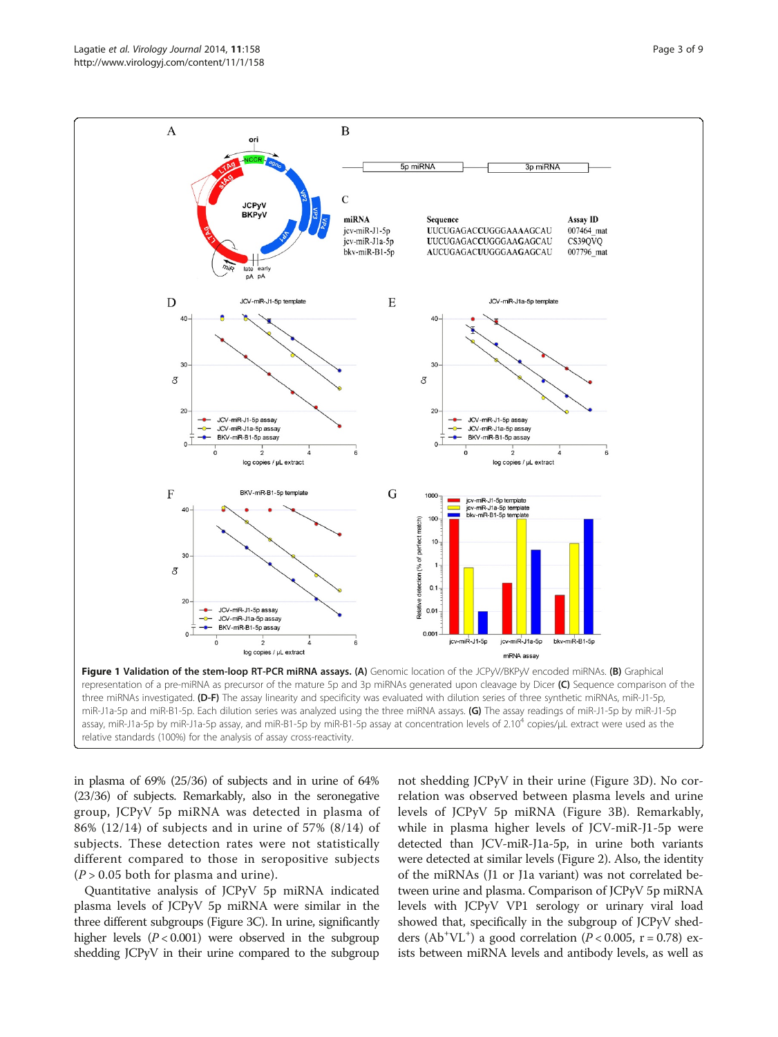**Figure 1 Validation of the stem-loop RT-PCR miRNA assays. (A)** Genomic location of the JCPyV/BKPyV encoded miRNAs. **(B)** Graphical representation of a pre-miRNA as precursor of the mature 5p and 3p miRNAs generated upon cleavage by Dicer **(C)** Sequence comparison of the three miRNAs investigated. **(D-F)** The assay linearity and specificity was evaluated with dilution series of three synthetic miRNAs, miR-J1-5p, miR-J1a-5p and miR-B1-5p. Each dilution series was analyzed using the three miRNA assays. **(G)** The assay readings of miR-J1-5p by miR-J1-5p assay, miR-J1a-5p by miR-J1a-5p assay, and miR-B1-5p by miR-B1-5p assay at concentration levels of $2.10^4$ copies/μL extract were used as the relative standards (100%) for the analysis of assay cross-reactivity.

in plasma of 69% (25/36) of subjects and in urine of 64% (23/36) of subjects. Remarkably, also in the seronegative group, JCPyV 5p miRNA was detected in plasma of 86% (12/14) of subjects and in urine of 57% (8/14) of subjects. These detection rates were not statistically different compared to those in seropositive subjects ($P > 0.05$ both for plasma and urine).

Quantitative analysis of JCPyV 5p miRNA indicated plasma levels of JCPyV 5p miRNA were similar in the three different subgroups (Figure 3C). In urine, significantly higher levels ($P < 0.001$) were observed in the subgroup shedding JCPyV in their urine compared to the subgroup not shedding JCPyV in their urine (Figure 3D). No correlation was observed between plasma levels and urine levels of JCPyV 5p miRNA (Figure 3B). Remarkably, while in plasma higher levels of JCV-miR-J1-5p were detected than JCV-miR-J1a-5p, in urine both variants were detected at similar levels (Figure 2). Also, the identity of the miRNAs (J1 or J1a variant) was not correlated between urine and plasma. Comparison of JCPyV 5p miRNA levels with JCPyV VP1 serology or urinary viral load showed that, specifically in the subgroup of JCPyV shedders ($Ab^+VL^+$) a good correlation ($P < 0.005$, $r = 0.78$) exists between miRNA levels and antibody levels, as well as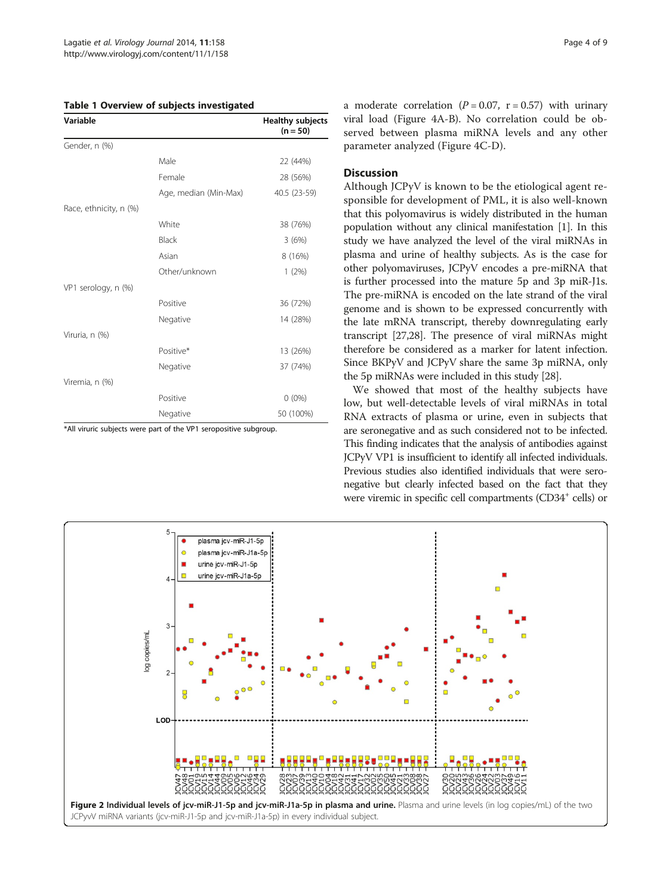**Table 1 Overview of subjects investigated**

| Variable | | Healthy subjects (n = 50) |
|---|---|---|
| Gender, n (%) | | |
| | Male | 22 (44%) |
| | Female | 28 (56%) |
| | Age, median (Min-Max) | 40.5 (23-59) |
| Race, ethnicity, n (%) | | |
| | White | 38 (76%) |
| | Black | 3 (6%) |
| | Asian | 8 (16%) |
| | Other/unknown | 1 (2%) |
| VP1 serology, n (%) | | |
| | Positive | 36 (72%) |
| | Negative | 14 (28%) |
| Viruria, n (%) | | |
| | Positive* | 13 (26%) |
| | Negative | 37 (74%) |
| Viremia, n (%) | | |
| | Positive | 0 (0%) |
| | Negative | 50 (100%) |

*All viruric subjects were part of the VP1 seropositive subgroup.

a moderate correlation ($P = 0.07$, $r = 0.57$) with urinary viral load (Figure 4A-B). No correlation could be observed between plasma miRNA levels and any other parameter analyzed (Figure 4C-D).

## Discussion

Although JCPyV is known to be the etiological agent responsible for development of PML, it is also well-known that this polyomavirus is widely distributed in the human population without any clinical manifestation [1]. In this study we have analyzed the level of the viral miRNAs in plasma and urine of healthy subjects. As is the case for other polyomaviruses, JCPyV encodes a pre-miRNA that is further processed into the mature 5p and 3p miR-J1s. The pre-miRNA is encoded on the late strand of the viral genome and is shown to be expressed concurrently with the late mRNA transcript, thereby downregulating early transcript [27,28]. The presence of viral miRNAs might therefore be considered as a marker for latent infection. Since BKPyV and JCPyV share the same 3p miRNA, only the 5p miRNAs were included in this study [28].

We showed that most of the healthy subjects have low, but well-detectable levels of viral miRNAs in total RNA extracts of plasma or urine, even in subjects that are seronegative and as such considered not to be infected. This finding indicates that the analysis of antibodies against JCPyV VP1 is insufficient to identify all infected individuals. Previous studies also identified individuals that were seronegative but clearly infected based on the fact that they were viremic in specific cell compartments (CD34[+] cells) or

**Figure 2 Individual levels of jcv-miR-J1-5p and jcv-miR-J1a-5p in plasma and urine.** Plasma and urine levels (in log copies/mL) of the two JCPyV miRNA variants (jcv-miR-J1-5p and jcv-miR-J1a-5p) in every individual subject.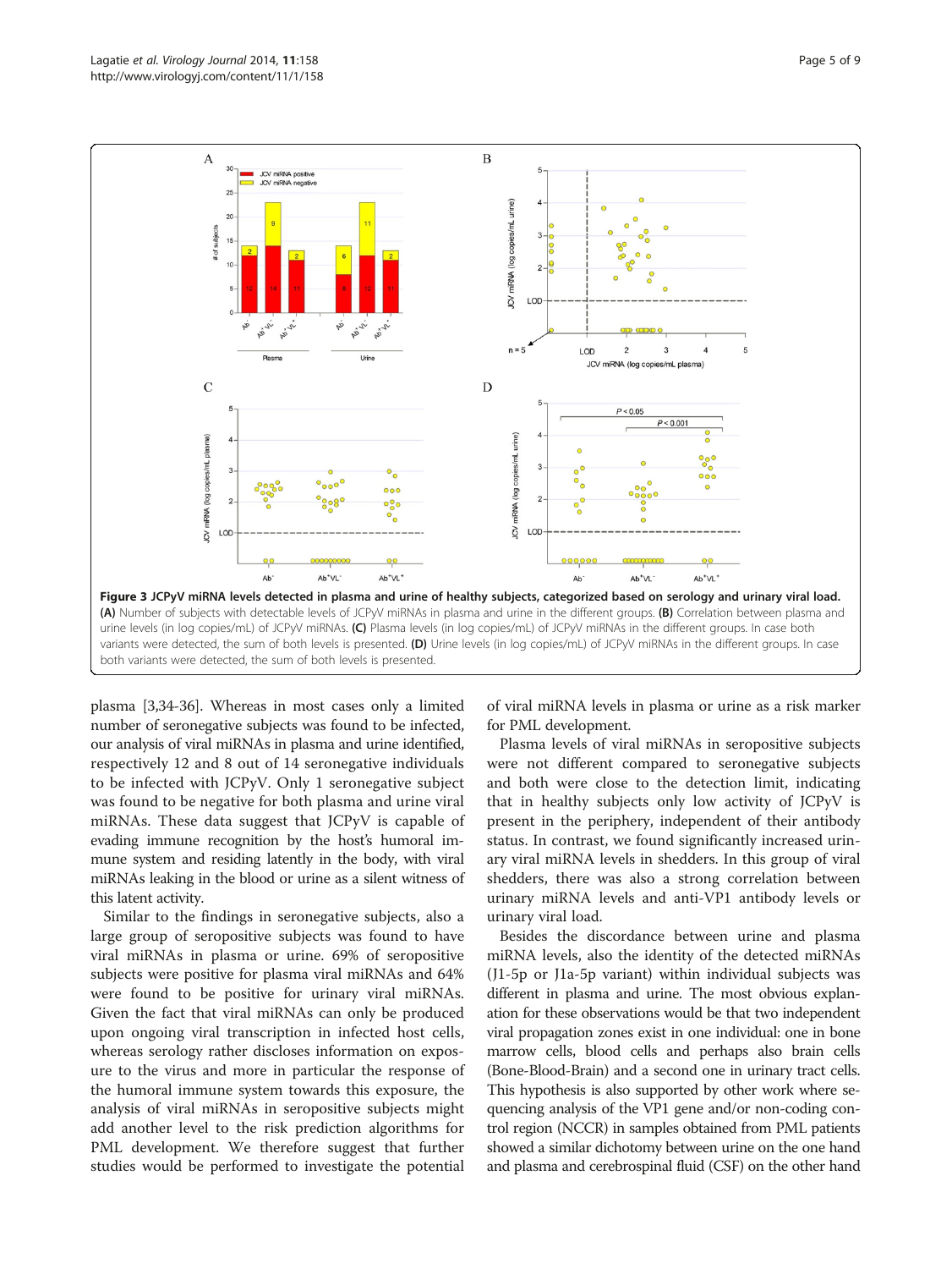A

JCV miRNA positive
JCV miRNA negative

# of subjects

Ab⁻ Ab⁺VL⁻ Ab⁺VL⁺ Ab⁻ Ab⁺VL⁻ Ab⁺VL⁺

Plasma Urine

B

JCV miRNA (log copies/mL urine)

JCV miRNA (log copies/mL plasma)

n = 5

LOD

C

JCV miRNA (log copies/mL plasma)

D

JCV miRNA (log copies/mL urine)

P < 0.05

P < 0.001

**Figure 3 JCPyV miRNA levels detected in plasma and urine of healthy subjects, categorized based on serology and urinary viral load.** **(A)** Number of subjects with detectable levels of JCPyV miRNAs in plasma and urine in the different groups. **(B)** Correlation between plasma and urine levels (in log copies/mL) of JCPyV miRNAs. **(C)** Plasma levels (in log copies/mL) of JCPyV miRNAs in the different groups. In case both variants were detected, the sum of both levels is presented. **(D)** Urine levels (in log copies/mL) of JCPyV miRNAs in the different groups. In case both variants were detected, the sum of both levels is presented.

plasma [3,34-36]. Whereas in most cases only a limited number of seronegative subjects was found to be infected, our analysis of viral miRNAs in plasma and urine identified, respectively 12 and 8 out of 14 seronegative individuals to be infected with JCPyV. Only 1 seronegative subject was found to be negative for both plasma and urine viral miRNAs. These data suggest that JCPyV is capable of evading immune recognition by the host's humoral immune system and residing latently in the body, with viral miRNAs leaking in the blood or urine as a silent witness of this latent activity.

Similar to the findings in seronegative subjects, also a large group of seropositive subjects was found to have viral miRNAs in plasma or urine. 69% of seropositive subjects were positive for plasma viral miRNAs and 64% were found to be positive for urinary viral miRNAs. Given the fact that viral miRNAs can only be produced upon ongoing viral transcription in infected host cells, whereas serology rather discloses information on exposure to the virus and more in particular the response of the humoral immune system towards this exposure, the analysis of viral miRNAs in seropositive subjects might add another level to the risk prediction algorithms for PML development. We therefore suggest that further studies would be performed to investigate the potential of viral miRNA levels in plasma or urine as a risk marker for PML development.

Plasma levels of viral miRNAs in seropositive subjects were not different compared to seronegative subjects and both were close to the detection limit, indicating that in healthy subjects only low activity of JCPyV is present in the periphery, independent of their antibody status. In contrast, we found significantly increased urinary viral miRNA levels in shedders. In this group of viral shedders, there was also a strong correlation between urinary miRNA levels and anti-VP1 antibody levels or urinary viral load.

Besides the discordance between urine and plasma miRNA levels, also the identity of the detected miRNAs (J1-5p or J1a-5p variant) within individual subjects was different in plasma and urine. The most obvious explanation for these observations would be that two independent viral propagation zones exist in one individual: one in bone marrow cells, blood cells and perhaps also brain cells (Bone-Blood-Brain) and a second one in urinary tract cells. This hypothesis is also supported by other work where sequencing analysis of the VP1 gene and/or non-coding control region (NCCR) in samples obtained from PML patients showed a similar dichotomy between urine on the one hand and plasma and cerebrospinal fluid (CSF) on the other hand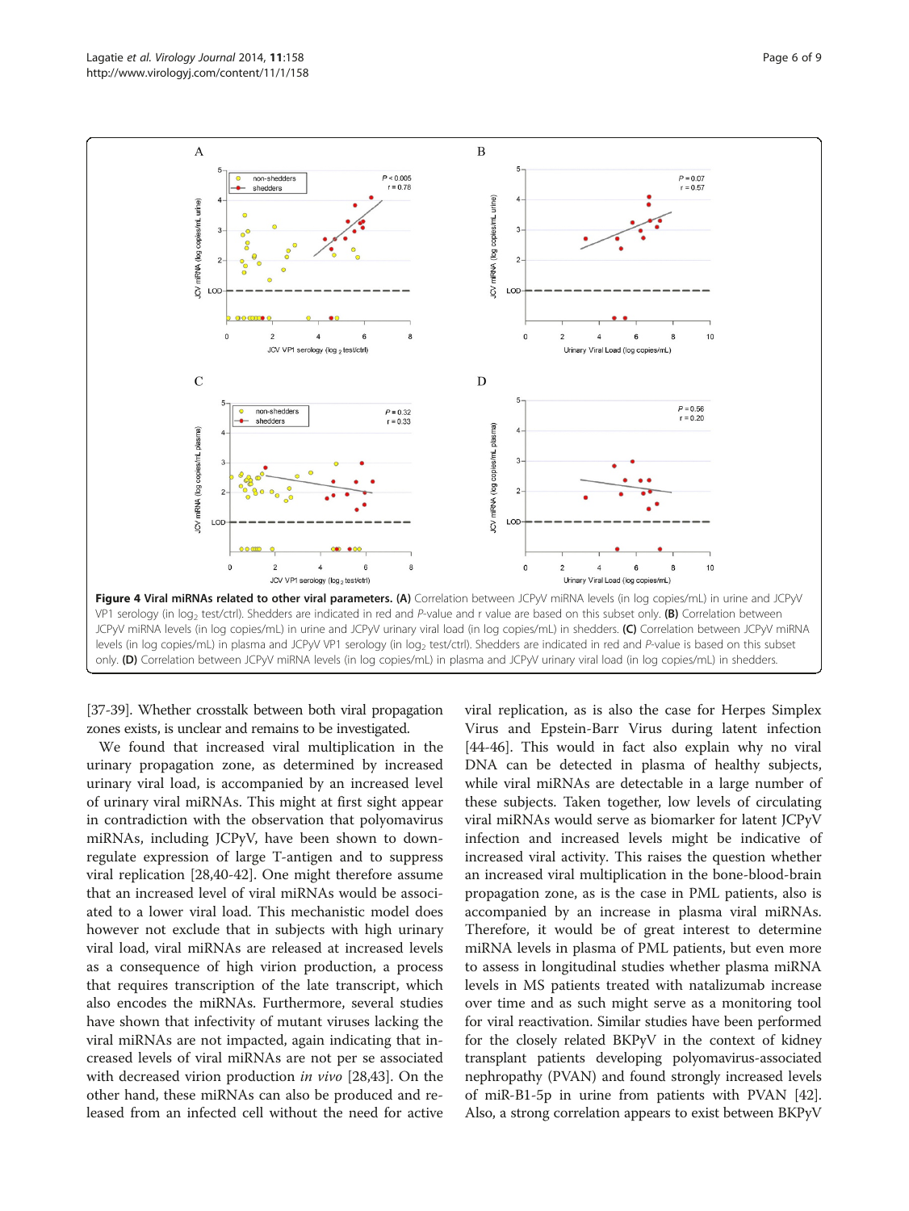A

non-shedders
shedders

P < 0.005
r = 0.78

JCV miRNA (log copies/mL urine)

LOD

JCV VP1 serology (log 2 test/ctrl)

B

P = 0.07
r = 0.57

JCV miRNA (log copies/mL urine)

LOD

Urinary Viral Load (log copies/mL)

C

non-shedders
shedders

P = 0.32
r = 0.33

JCV miRNA (log copies/mL plasma)

LOD

JCV VP1 serology (log 2 test/ctrl)

D

P = 0.56
r = 0.20

JCV miRNA (log copies/mL plasma)

LOD

Urinary Viral Load (log copies/mL)

**Figure 4 Viral miRNAs related to other viral parameters. (A)** Correlation between JCPyV miRNA levels (in log copies/mL) in urine and JCPyV VP1 serology (in $\log_2$ test/ctrl). Shedders are indicated in red and *P*-value and r value are based on this subset only. **(B)** Correlation between JCPyV miRNA levels (in log copies/mL) in urine and JCPyV urinary viral load (in log copies/mL) in shedders. **(C)** Correlation between JCPyV miRNA levels (in log copies/mL) in plasma and JCPyV VP1 serology (in $\log_2$ test/ctrl). Shedders are indicated in red and *P*-value is based on this subset only. **(D)** Correlation between JCPyV miRNA levels (in log copies/mL) in plasma and JCPyV urinary viral load (in log copies/mL) in shedders.

[37-39]. Whether crosstalk between both viral propagation zones exists, is unclear and remains to be investigated.

We found that increased viral multiplication in the urinary propagation zone, as determined by increased urinary viral load, is accompanied by an increased level of urinary viral miRNAs. This might at first sight appear in contradiction with the observation that polyomavirus miRNAs, including JCPyV, have been shown to down-regulate expression of large T-antigen and to suppress viral replication [28,40-42]. One might therefore assume that an increased level of viral miRNAs would be associated to a lower viral load. This mechanistic model does however not exclude that in subjects with high urinary viral load, viral miRNAs are released at increased levels as a consequence of high virion production, a process that requires transcription of the late transcript, which also encodes the miRNAs. Furthermore, several studies have shown that infectivity of mutant viruses lacking the viral miRNAs are not impacted, again indicating that increased levels of viral miRNAs are not per se associated with decreased virion production *in vivo* [28,43]. On the other hand, these miRNAs can also be produced and released from an infected cell without the need for active viral replication, as is also the case for Herpes Simplex Virus and Epstein-Barr Virus during latent infection [44-46]. This would in fact also explain why no viral DNA can be detected in plasma of healthy subjects, while viral miRNAs are detectable in a large number of these subjects. Taken together, low levels of circulating viral miRNAs would serve as biomarker for latent JCPyV infection and increased levels might be indicative of increased viral activity. This raises the question whether an increased viral multiplication in the bone-blood-brain propagation zone, as is the case in PML patients, also is accompanied by an increase in plasma viral miRNAs. Therefore, it would be of great interest to determine miRNA levels in plasma of PML patients, but even more to assess in longitudinal studies whether plasma miRNA levels in MS patients treated with natalizumab increase over time and as such might serve as a monitoring tool for viral reactivation. Similar studies have been performed for the closely related BKPyV in the context of kidney transplant patients developing polyomavirus-associated nephropathy (PVAN) and found strongly increased levels of miR-B1-5p in urine from patients with PVAN [42]. Also, a strong correlation appears to exist between BKPyV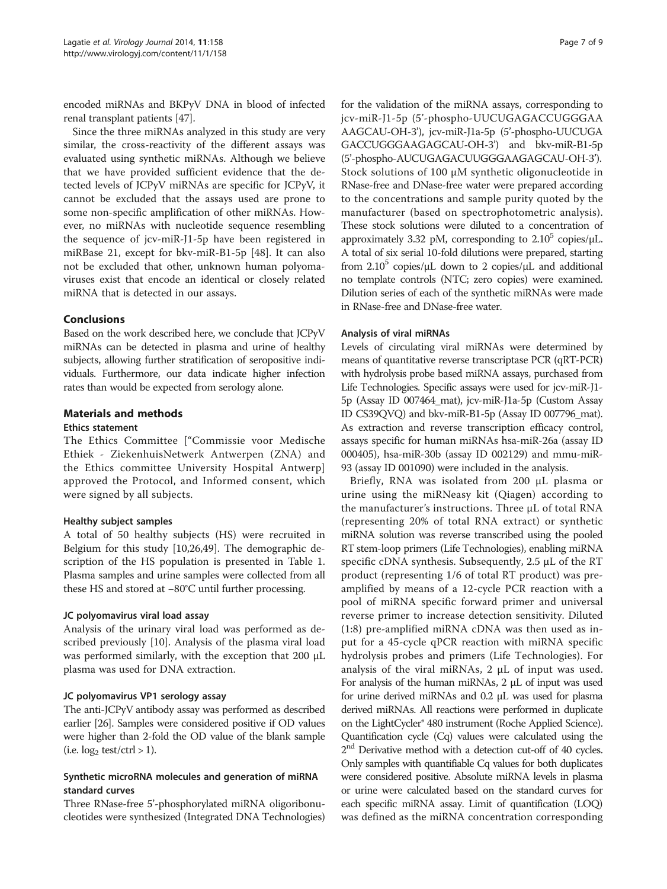encoded miRNAs and BKPyV DNA in blood of infected renal transplant patients [47].

Since the three miRNAs analyzed in this study are very similar, the cross-reactivity of the different assays was evaluated using synthetic miRNAs. Although we believe that we have provided sufficient evidence that the detected levels of JCPyV miRNAs are specific for JCPyV, it cannot be excluded that the assays used are prone to some non-specific amplification of other miRNAs. However, no miRNAs with nucleotide sequence resembling the sequence of jcv-miR-J1-5p have been registered in miRBase 21, except for bkv-miR-B1-5p [48]. It can also not be excluded that other, unknown human polyomaviruses exist that encode an identical or closely related miRNA that is detected in our assays.

## Conclusions

Based on the work described here, we conclude that JCPyV miRNAs can be detected in plasma and urine of healthy subjects, allowing further stratification of seropositive individuals. Furthermore, our data indicate higher infection rates than would be expected from serology alone.

## Materials and methods

### Ethics statement

The Ethics Committee ["Commissie voor Medische Ethiek - ZiekenhuisNetwerk Antwerpen (ZNA) and the Ethics committee University Hospital Antwerp] approved the Protocol, and Informed consent, which were signed by all subjects.

#### Healthy subject samples

A total of 50 healthy subjects (HS) were recruited in Belgium for this study [10,26,49]. The demographic description of the HS population is presented in Table 1. Plasma samples and urine samples were collected from all these HS and stored at −80°C until further processing.

#### JC polyomavirus viral load assay

Analysis of the urinary viral load was performed as described previously [10]. Analysis of the plasma viral load was performed similarly, with the exception that 200 μL plasma was used for DNA extraction.

#### JC polyomavirus VP1 serology assay

The anti-JCPyV antibody assay was performed as described earlier [26]. Samples were considered positive if OD values were higher than 2-fold the OD value of the blank sample (i.e. $\log_2$ test/ctrl > 1).

#### Synthetic microRNA molecules and generation of miRNA standard curves

Three RNase-free 5'-phosphorylated miRNA oligoribonucleotides were synthesized (Integrated DNA Technologies) for the validation of the miRNA assays, corresponding to jcv-miR-J1-5p (5'-phospho-UUCUGAGACCUGGGAAAAGCAU-OH-3'), jcv-miR-J1a-5p (5'-phospho-UUCUGAGACCUGGGAAGAGCAU-OH-3') and bkv-miR-B1-5p (5'-phospho-AUCUGAGACUUGGGAAGAGCAU-OH-3'). Stock solutions of 100 μM synthetic oligonucleotide in RNase-free and DNase-free water were prepared according to the concentrations and sample purity quoted by the manufacturer (based on spectrophotometric analysis). These stock solutions were diluted to a concentration of approximately 3.32 pM, corresponding to $2.10^5$ copies/μL. A total of six serial 10-fold dilutions were prepared, starting from $2.10^5$ copies/μL down to 2 copies/μL and additional no template controls (NTC; zero copies) were examined. Dilution series of each of the synthetic miRNAs were made in RNase-free and DNase-free water.

#### Analysis of viral miRNAs

Levels of circulating viral miRNAs were determined by means of quantitative reverse transcriptase PCR (qRT-PCR) with hydrolysis probe based miRNA assays, purchased from Life Technologies. Specific assays were used for jcv-miR-J1-5p (Assay ID 007464_mat), jcv-miR-J1a-5p (Custom Assay ID CS39QVQ) and bkv-miR-B1-5p (Assay ID 007796_mat). As extraction and reverse transcription efficacy control, assays specific for human miRNAs hsa-miR-26a (assay ID 000405), hsa-miR-30b (assay ID 002129) and mmu-miR-93 (assay ID 001090) were included in the analysis.

Briefly, RNA was isolated from 200 μL plasma or urine using the miRNeasy kit (Qiagen) according to the manufacturer's instructions. Three μL of total RNA (representing 20% of total RNA extract) or synthetic miRNA solution was reverse transcribed using the pooled RT stem-loop primers (Life Technologies), enabling miRNA specific cDNA synthesis. Subsequently, 2.5 μL of the RT product (representing 1/6 of total RT product) was pre-amplified by means of a 12-cycle PCR reaction with a pool of miRNA specific forward primer and universal reverse primer to increase detection sensitivity. Diluted (1:8) pre-amplified miRNA cDNA was then used as input for a 45-cycle qPCR reaction with miRNA specific hydrolysis probes and primers (Life Technologies). For analysis of the viral miRNAs, 2 μL of input was used. For analysis of the human miRNAs, 2 μL of input was used for urine derived miRNAs and 0.2 μL was used for plasma derived miRNAs. All reactions were performed in duplicate on the LightCycler® 480 instrument (Roche Applied Science). Quantification cycle (Cq) values were calculated using the 2nd Derivative method with a detection cut-off of 40 cycles. Only samples with quantifiable Cq values for both duplicates were considered positive. Absolute miRNA levels in plasma or urine were calculated based on the standard curves for each specific miRNA assay. Limit of quantification (LOQ) was defined as the miRNA concentration corresponding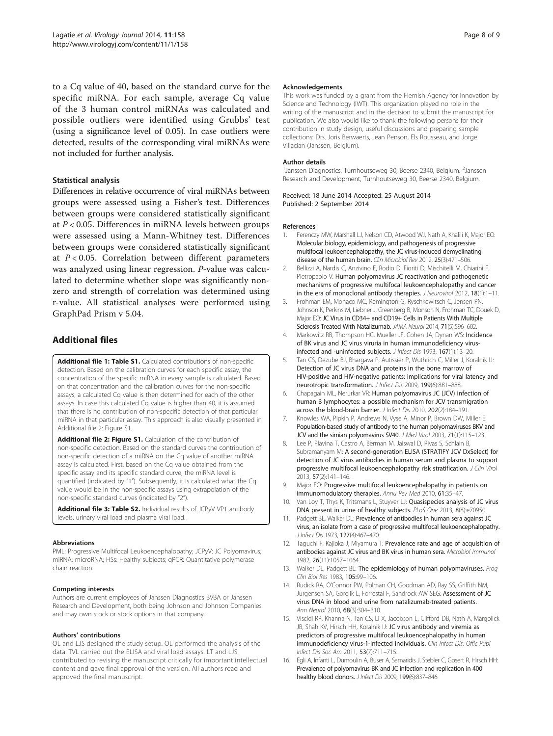to a Cq value of 40, based on the standard curve for the specific miRNA. For each sample, average Cq value of the 3 human control miRNAs was calculated and possible outliers were identified using Grubbs' test (using a significance level of 0.05). In case outliers were detected, results of the corresponding viral miRNAs were not included for further analysis.

### Statistical analysis

Differences in relative occurrence of viral miRNAs between groups were assessed using a Fisher's test. Differences between groups were considered statistically significant at $P < 0.05$. Differences in miRNA levels between groups were assessed using a Mann-Whitney test. Differences between groups were considered statistically significant at $P < 0.05$. Correlation between different parameters was analyzed using linear regression. *P*-value was calculated to determine whether slope was significantly nonzero and strength of correlation was determined using r-value. All statistical analyses were performed using GraphPad Prism v 5.04.

## Additional files

**Additional file 1: Table S1.** Calculated contributions of non-specific detection. Based on the calibration curves for each specific assay, the concentration of the specific miRNA in every sample is calculated. Based on that concentration and the calibration curves for the non-specific assays, a calculated Cq value is then determined for each of the other assays. In case this calculated Cq value is higher than 40, it is assumed that there is no contribution of non-specific detection of that particular miRNA in that particular assay. This approach is also visually presented in Additional file 2: Figure S1.

**Additional file 2: Figure S1.** Calculation of the contribution of non-specific detection. Based on the standard curves the contribution of non-specific detection of a miRNA on the Cq value of another miRNA assay is calculated. First, based on the Cq value obtained from the specific assay and its specific standard curve, the miRNA level is quantified (indicated by "1"). Subsequently, it is calculated what the Cq value would be in the non-specific assays using extrapolation of the non-specific standard curves (indicated by "2").

**Additional file 3: Table S2.** Individual results of JCPyV VP1 antibody levels, urinary viral load and plasma viral load.

#### Abbreviations

PML: Progressive Multifocal Leukoencephalopathy; JCPyV: JC Polyomavirus; miRNA: microRNA; HSs: Healthy subjects; qPCR: Quantitative polymerase chain reaction.

#### Competing interests

Authors are current employees of Janssen Diagnostics BVBA or Janssen Research and Development, both being Johnson and Johnson Companies and may own stock or stock options in that company.

#### Authors' contributions

OL and LJS designed the study setup. OL performed the analysis of the data. TVL carried out the ELISA and viral load assays. LT and LJS contributed to revising the manuscript critically for important intellectual content and gave final approval of the version. All authors read and approved the final manuscript.

#### Acknowledgements

This work was funded by a grant from the Flemish Agency for Innovation by Science and Technology (IWT). This organization played no role in the writing of the manuscript and in the decision to submit the manuscript for publication. We also would like to thank the following persons for their contribution in study design, useful discussions and preparing sample collections: Drs. Joris Berwaerts, Jean Penson, Els Rousseau, and Jorge Villacian (Janssen, Belgium).

#### Author details

[1]Janssen Diagnostics, Turnhoutseweg 30, Beerse 2340, Belgium. [2]Janssen Research and Development, Turnhoutseweg 30, Beerse 2340, Belgium.

Received: 18 June 2014 Accepted: 25 August 2014
Published: 2 September 2014

#### References

1. Ferenczy MW, Marshall LJ, Nelson CD, Atwood WJ, Nath A, Khalili K, Major EO: **Molecular biology, epidemiology, and pathogenesis of progressive multifocal leukoencephalopathy, the JC virus-induced demyelinating disease of the human brain.** *Clin Microbiol Rev* 2012, **25**(3):471–506.
2. Bellizzi A, Nardis C, Anzivino E, Rodio D, Fioriti D, Mischitelli M, Chiarini F, Pietropaolo V: **Human polyomavirus JC reactivation and pathogenetic mechanisms of progressive multifocal leukoencephalopathy and cancer in the era of monoclonal antibody therapies.** *J Neurovirol* 2012, **18**(1):1–11.
3. Frohman EM, Monaco MC, Remington G, Ryschkewitsch C, Jensen PN, Johnson K, Perkins M, Liebner J, Greenberg B, Monson N, Frohman TC, Douek D, Major EO: **JC Virus in CD34+ and CD19+ Cells in Patients With Multiple Sclerosis Treated With Natalizumab.** *JAMA Neurol* 2014, **71**(5):596–602.
4. Markowitz RB, Thompson HC, Mueller JF, Cohen JA, Dynan WS: **Incidence of BK virus and JC virus viruria in human immunodeficiency virus-infected and -uninfected subjects.** *J Infect Dis* 1993, **167**(1):13–20.
5. Tan CS, Dezube BJ, Bhargava P, Autissier P, Wuthrich C, Miller J, Koralnik IJ: **Detection of JC virus DNA and proteins in the bone marrow of HIV-positive and HIV-negative patients: implications for viral latency and neurotropic transformation.** *J Infect Dis* 2009, **199**(6):881–888.
6. Chapagain ML, Nerurkar VR: **Human polyomavirus JC (JCV) infection of human B lymphocytes: a possible mechanism for JCV transmigration across the blood-brain barrier.** *J Infect Dis* 2010, **202**(2):184–191.
7. Knowles WA, Pipkin P, Andrews N, Vyse A, Minor P, Brown DW, Miller E: **Population-based study of antibody to the human polyomaviruses BKV and JCV and the simian polyomavirus SV40.** *J Med Virol* 2003, **71**(1):115–123.
8. Lee P, Plavina T, Castro A, Berman M, Jaiswal D, Rivas S, Schlain B, Subramanyam M: **A second-generation ELISA (STRATIFY JCV DxSelect) for detection of JC virus antibodies in human serum and plasma to support progressive multifocal leukoencephalopathy risk stratification.** *J Clin Virol* 2013, **57**(2):141–146.
9. Major EO: **Progressive multifocal leukoencephalopathy in patients on immunomodulatory therapies.** *Annu Rev Med* 2010, **61:**35–47.
10. Van Loy T, Thys K, Tritsmans L, Stuyver LJ: **Quasispecies analysis of JC virus DNA present in urine of healthy subjects.** *PLoS One* 2013, **8**(8):e70950.
11. Padgett BL, Walker DL: **Prevalence of antibodies in human sera against JC virus, an isolate from a case of progressive multifocal leukoencephalopathy.** *J Infect Dis* 1973, **127**(4):467–470.
12. Taguchi F, Kajioka J, Miyamura T: **Prevalence rate and age of acquisition of antibodies against JC virus and BK virus in human sera.** *Microbiol Immunol* 1982, **26**(11):1057–1064.
13. Walker DL, Padgett BL: **The epidemiology of human polyomaviruses.** *Prog Clin Biol Res* 1983, **105:**99–106.
14. Rudick RA, O'Connor PW, Polman CH, Goodman AD, Ray SS, Griffith NM, Jurgensen SA, Gorelik L, Forrestal F, Sandrock AW SEG: **Assessment of JC virus DNA in blood and urine from natalizumab-treated patients.** *Ann Neurol* 2010, **68**(3):304–310.
15. Viscidi RP, Khanna N, Tan CS, Li X, Jacobson L, Clifford DB, Nath A, Margolick JB, Shah KV, Hirsch HH, Koralnik IJ: **JC virus antibody and viremia as predictors of progressive multifocal leukoencephalopathy in human immunodeficiency virus-1-infected individuals.** *Clin Infect Dis: Offic Publ Infect Dis Soc Am* 2011, **53**(7):711–715.
16. Egli A, Infanti L, Dumoulin A, Buser A, Samaridis J, Stebler C, Gosert R, Hirsch HH: **Prevalence of polyomavirus BK and JC infection and replication in 400 healthy blood donors.** *J Infect Dis* 2009, **199**(6):837–846.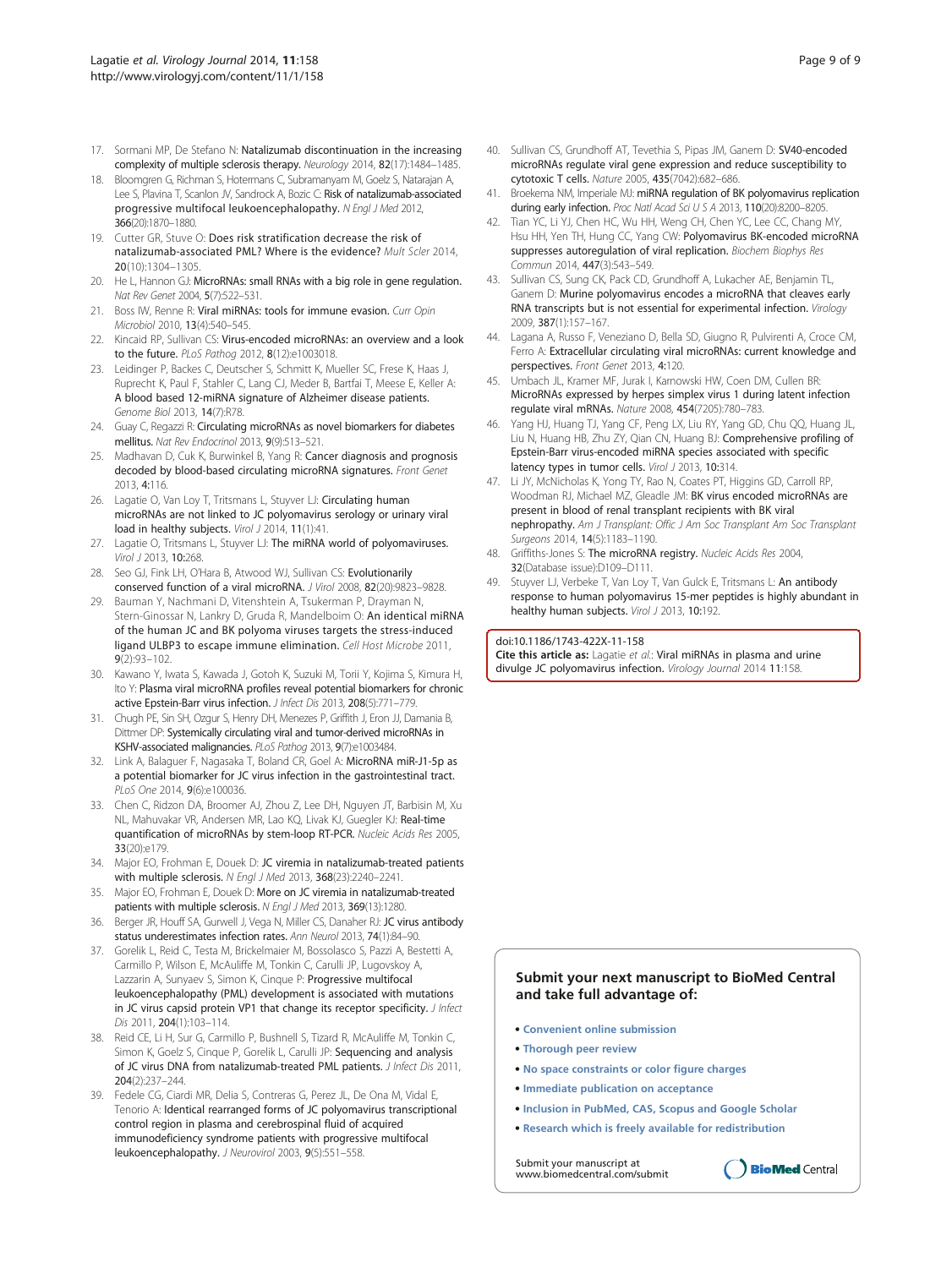17. Sormani MP, De Stefano N: Natalizumab discontinuation in the increasing complexity of multiple sclerosis therapy. *Neurology* 2014, **82**(17):1484–1485.
18. Bloomgren G, Richman S, Hotermans C, Subramanyam M, Goelz S, Natarajan A, Lee S, Plavina T, Scanlon JV, Sandrock A, Bozic C: Risk of natalizumab-associated progressive multifocal leukoencephalopathy. *N Engl J Med* 2012, **366**(20):1870–1880.
19. Cutter GR, Stuve O: Does risk stratification decrease the risk of natalizumab-associated PML? Where is the evidence? *Mult Scler* 2014, **20**(10):1304–1305.
20. He L, Hannon GJ: MicroRNAs: small RNAs with a big role in gene regulation. *Nat Rev Genet* 2004, **5**(7):522–531.
21. Boss IW, Renne R: Viral miRNAs: tools for immune evasion. *Curr Opin Microbiol* 2010, **13**(4):540–545.
22. Kincaid RP, Sullivan CS: Virus-encoded microRNAs: an overview and a look to the future. *PLoS Pathog* 2012, **8**(12):e1003018.
23. Leidinger P, Backes C, Deutscher S, Schmitt K, Mueller SC, Frese K, Haas J, Ruprecht K, Paul F, Stahler C, Lang CJ, Meder B, Bartfai T, Meese E, Keller A: A blood based 12-miRNA signature of Alzheimer disease patients. *Genome Biol* 2013, **14**(7):R78.
24. Guay C, Regazzi R: Circulating microRNAs as novel biomarkers for diabetes mellitus. *Nat Rev Endocrinol* 2013, **9**(9):513–521.
25. Madhavan D, Cuk K, Burwinkel B, Yang R: Cancer diagnosis and prognosis decoded by blood-based circulating microRNA signatures. *Front Genet* 2013, **4**:116.
26. Lagatie O, Van Loy T, Tritsmans L, Stuyver LJ: Circulating human microRNAs are not linked to JC polyomavirus serology or urinary viral load in healthy subjects. *Virol J* 2014, **11**(1):41.
27. Lagatie O, Tritsmans L, Stuyver LJ: The miRNA world of polyomaviruses. *Virol J* 2013, **10**:268.
28. Seo GJ, Fink LH, O'Hara B, Atwood WJ, Sullivan CS: Evolutionarily conserved function of a viral microRNA. *J Virol* 2008, **82**(20):9823–9828.
29. Bauman Y, Nachmani D, Vitenshtein A, Tsukerman P, Drayman N, Stern-Ginossar N, Lankry D, Gruda R, Mandelboim O: An identical miRNA of the human JC and BK polyoma viruses targets the stress-induced ligand ULBP3 to escape immune elimination. *Cell Host Microbe* 2011, **9**(2):93–102.
30. Kawano Y, Iwata S, Kawada J, Gotoh K, Suzuki M, Torii Y, Kojima S, Kimura H, Ito Y: Plasma viral microRNA profiles reveal potential biomarkers for chronic active Epstein-Barr virus infection. *J Infect Dis* 2013, **208**(5):771–779.
31. Chugh PE, Sin SH, Ozgur S, Henry DH, Menezes P, Griffith J, Eron JJ, Damania B, Dittmer DP: Systemically circulating viral and tumor-derived microRNAs in KSHV-associated malignancies. *PLoS Pathog* 2013, **9**(7):e1003484.
32. Link A, Balaguer F, Nagasaka T, Boland CR, Goel A: MicroRNA miR-J1-5p as a potential biomarker for JC virus infection in the gastrointestinal tract. *PLoS One* 2014, **9**(6):e100036.
33. Chen C, Ridzon DA, Broomer AJ, Zhou Z, Lee DH, Nguyen JT, Barbisin M, Xu NL, Mahuvakar VR, Andersen MR, Lao KQ, Livak KJ, Guegler KJ: Real-time quantification of microRNAs by stem-loop RT-PCR. *Nucleic Acids Res* 2005, **33**(20):e179.
34. Major EO, Frohman E, Douek D: JC viremia in natalizumab-treated patients with multiple sclerosis. *N Engl J Med* 2013, **368**(23):2240–2241.
35. Major EO, Frohman E, Douek D: More on JC viremia in natalizumab-treated patients with multiple sclerosis. *N Engl J Med* 2013, **369**(13):1280.
36. Berger JR, Houff SA, Gurwell J, Vega N, Miller CS, Danaher RJ: JC virus antibody status underestimates infection rates. *Ann Neurol* 2013, **74**(1):84–90.
37. Gorelik L, Reid C, Testa M, Brickelmaier M, Bossolasco S, Pazzi A, Bestetti A, Carmillo P, Wilson E, McAuliffe M, Tonkin C, Carulli JP, Lugovskoy A, Lazzarin A, Sunyaev S, Simon K, Cinque P: Progressive multifocal leukoencephalopathy (PML) development is associated with mutations in JC virus capsid protein VP1 that change its receptor specificity. *J Infect Dis* 2011, **204**(1):103–114.
38. Reid CE, Li H, Sur G, Carmillo P, Bushnell S, Tizard R, McAuliffe M, Tonkin C, Simon K, Goelz S, Cinque P, Gorelik L, Carulli JP: Sequencing and analysis of JC virus DNA from natalizumab-treated PML patients. *J Infect Dis* 2011, **204**(2):237–244.
39. Fedele CG, Ciardi MR, Delia S, Contreras G, Perez JL, De Ona M, Vidal E, Tenorio A: Identical rearranged forms of JC polyomavirus transcriptional control region in plasma and cerebrospinal fluid of acquired immunodeficiency syndrome patients with progressive multifocal leukoencephalopathy. *J Neurovirol* 2003, **9**(5):551–558.
40. Sullivan CS, Grundhoff AT, Tevethia S, Pipas JM, Ganem D: SV40-encoded microRNAs regulate viral gene expression and reduce susceptibility to cytotoxic T cells. *Nature* 2005, **435**(7042):682–686.
41. Broekema NM, Imperiale MJ: miRNA regulation of BK polyomavirus replication during early infection. *Proc Natl Acad Sci U S A* 2013, **110**(20):8200–8205.
42. Tian YC, Li YJ, Chen HC, Wu HH, Weng CH, Chen YC, Lee CC, Chang MY, Hsu HH, Yen TH, Hung CC, Yang CW: Polyomavirus BK-encoded microRNA suppresses autoregulation of viral replication. *Biochem Biophys Res Commun* 2014, **447**(3):543–549.
43. Sullivan CS, Sung CK, Pack CD, Grundhoff A, Lukacher AE, Benjamin TL, Ganem D: Murine polyomavirus encodes a microRNA that cleaves early RNA transcripts but is not essential for experimental infection. *Virology* 2009, **387**(1):157–167.
44. Lagana A, Russo F, Veneziano D, Bella SD, Giugno R, Pulvirenti A, Croce CM, Ferro A: Extracellular circulating viral microRNAs: current knowledge and perspectives. *Front Genet* 2013, **4**:120.
45. Umbach JL, Kramer MF, Jurak I, Karnowski HW, Coen DM, Cullen BR: MicroRNAs expressed by herpes simplex virus 1 during latent infection regulate viral mRNAs. *Nature* 2008, **454**(7205):780–783.
46. Yang HJ, Huang TJ, Yang CF, Peng LX, Liu RY, Yang GD, Chu QQ, Huang JL, Liu N, Huang HB, Zhu ZY, Qian CN, Huang BJ: Comprehensive profiling of Epstein-Barr virus-encoded miRNA species associated with specific latency types in tumor cells. *Virol J* 2013, **10**:314.
47. Li JY, McNicholas K, Yong TY, Rao N, Coates PT, Higgins GD, Carroll RP, Woodman RJ, Michael MZ, Gleadle JM: BK virus encoded microRNAs are present in blood of renal transplant recipients with BK viral nephropathy. *Am J Transplant: Offic J Am Soc Transplant Am Soc Transplant Surgeons* 2014, **14**(5):1183–1190.
48. Griffiths-Jones S: The microRNA registry. *Nucleic Acids Res* 2004, **32**(Database issue):D109–D111.
49. Stuyver LJ, Verbeke T, Van Loy T, Van Gulck E, Tritsmans L: An antibody response to human polyomavirus 15-mer peptides is highly abundant in healthy human subjects. *Virol J* 2013, **10**:192.

doi:10.1186/1743-422X-11-158
**Cite this article as:** Lagatie *et al.*: Viral miRNAs in plasma and urine divulge JC polyomavirus infection. *Virology Journal* 2014 **11**:158.

**Submit your next manuscript to BioMed Central and take full advantage of:**

- **Convenient online submission**
- **Thorough peer review**
- **No space constraints or color figure charges**
- **Immediate publication on acceptance**
- **Inclusion in PubMed, CAS, Scopus and Google Scholar**
- **Research which is freely available for redistribution**

Submit your manuscript at
www.biomedcentral.com/submit

BioMed Central